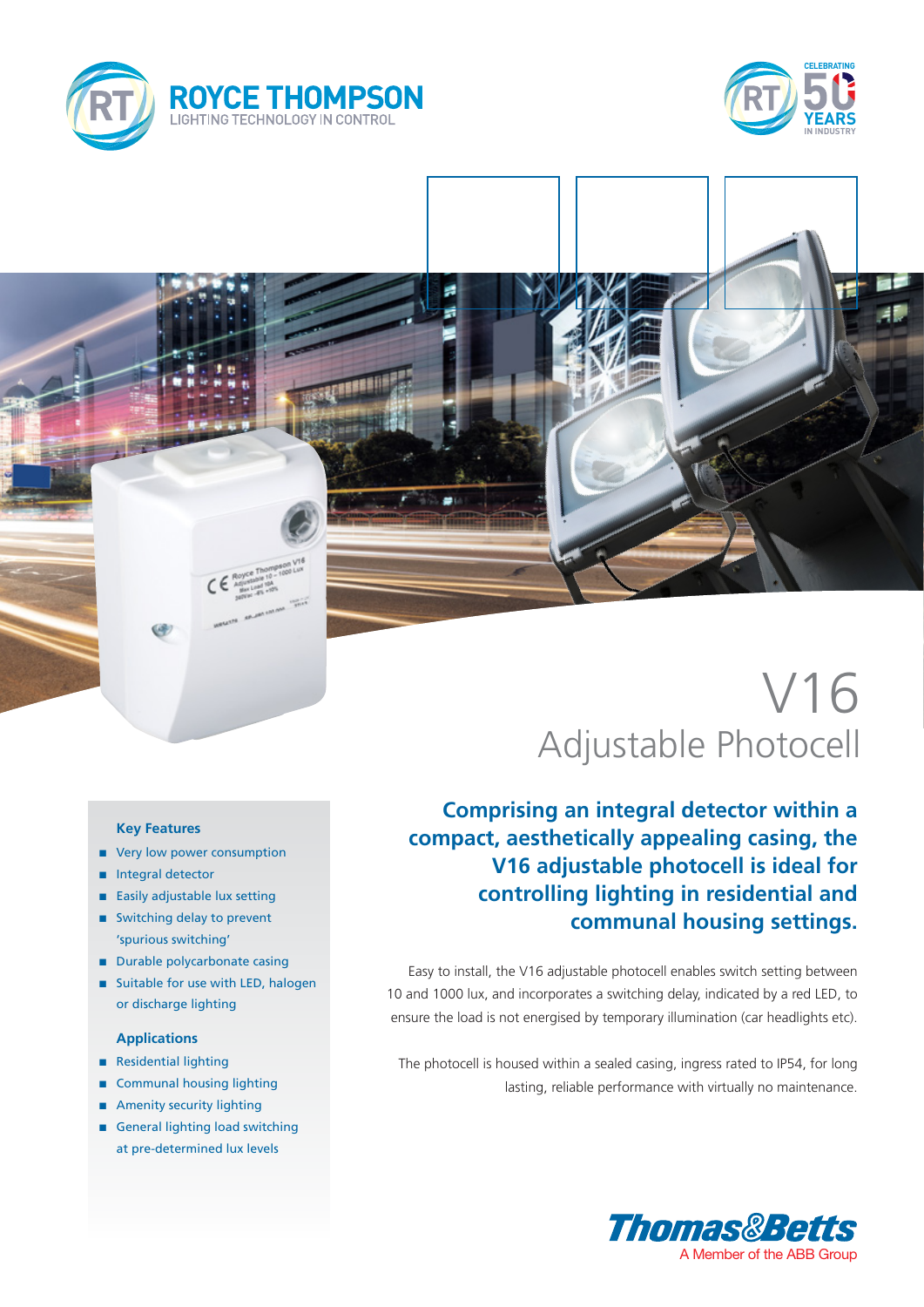ROYCE THOMPSON
LIGHTING TECHNOLOGY IN CONTROL

CELEBRATING 50 YEARS IN INDUSTRY

# V16
## Adjustable Photocell

### Key Features

- Very low power consumption
- Integral detector
- Easily adjustable lux setting
- Switching delay to prevent 'spurious switching'
- Durable polycarbonate casing
- Suitable for use with LED, halogen or discharge lighting

### Applications

- Residential lighting
- Communal housing lighting
- Amenity security lighting
- General lighting load switching at pre-determined lux levels

**Comprising an integral detector within a compact, aesthetically appealing casing, the V16 adjustable photocell is ideal for controlling lighting in residential and communal housing settings.**

Easy to install, the V16 adjustable photocell enables switch setting between 10 and 1000 lux, and incorporates a switching delay, indicated by a red LED, to ensure the load is not energised by temporary illumination (car headlights etc).

The photocell is housed within a sealed casing, ingress rated to IP54, for long lasting, reliable performance with virtually no maintenance.

Thomas&Betts
A Member of the ABB Group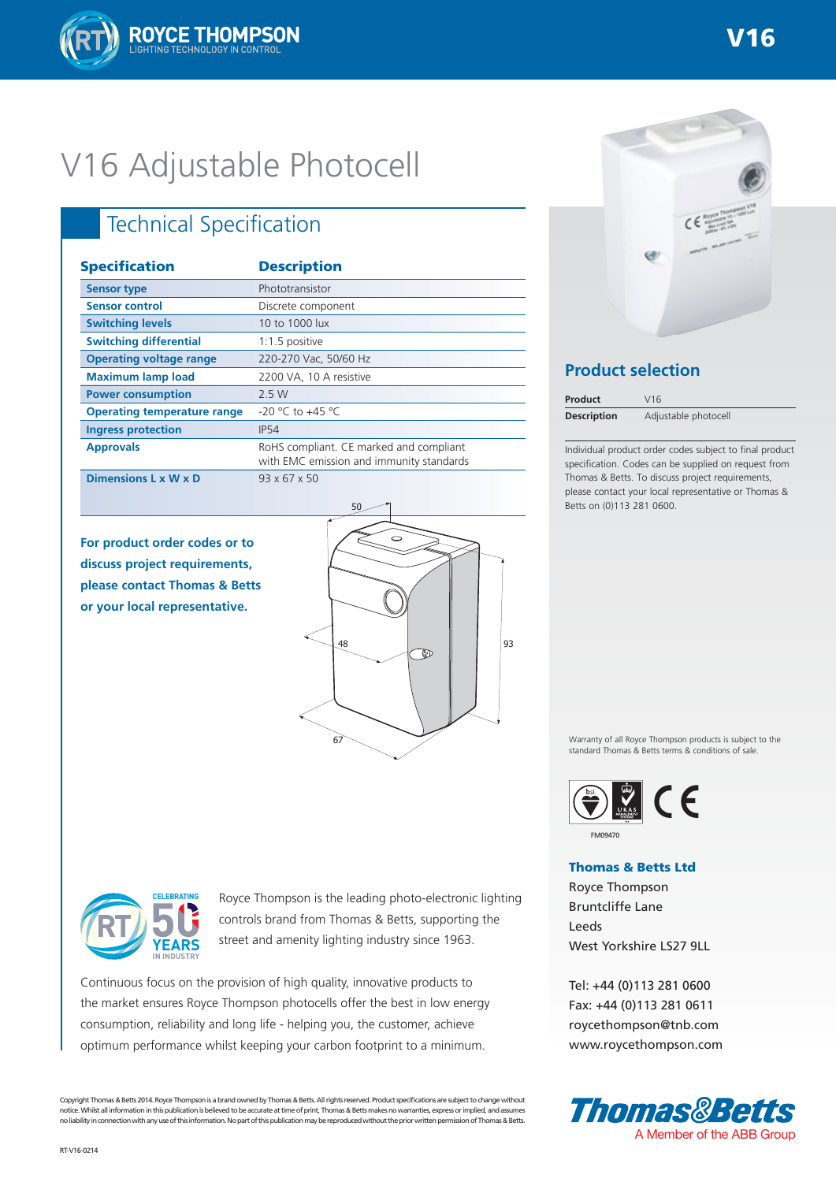# V16 Adjustable Photocell

## Technical Specification

| Specification | Description |
|---|---|
| Sensor type | Phototransistor |
| Sensor control | Discrete component |
| Switching levels | 10 to 1000 lux |
| Switching differential | 1:1.5 positive |
| Operating voltage range | 220-270 Vac, 50/60 Hz |
| Maximum lamp load | 2200 VA, 10 A resistive |
| Power consumption | 2.5 W |
| Operating temperature range | -20 °C to +45 °C |
| Ingress protection | IP54 |
| Approvals | RoHS compliant. CE marked and compliant with EMC emission and immunity standards |
| Dimensions L x W x D | 93 x 67 x 50 |

**For product order codes or to discuss project requirements, please contact Thomas & Betts or your local representative.**

50

48

93

67

Royce Thompson is the leading photo-electronic lighting controls brand from Thomas & Betts, supporting the street and amenity lighting industry since 1963.

Continuous focus on the provision of high quality, innovative products to the market ensures Royce Thompson photocells offer the best in low energy consumption, reliability and long life - helping you, the customer, achieve optimum performance whilst keeping your carbon footprint to a minimum.

## Product selection

| | |
|---|---|
| **Product** | V16 |
| **Description** | Adjustable photocell |

Individual product order codes subject to final product specification. Codes can be supplied on request from Thomas & Betts. To discuss project requirements, please contact your local representative or Thomas & Betts on (0)113 281 0600.

Warranty of all Royce Thompson products is subject to the standard Thomas & Betts terms & conditions of sale.

FM09470

**Thomas & Betts Ltd**
Royce Thompson
Bruntcliffe Lane
Leeds
West Yorkshire LS27 9LL

Tel: +44 (0)113 281 0600
Fax: +44 (0)113 281 0611
roycethompson@tnb.com
www.roycethompson.com

Copyright Thomas & Betts 2014. Royce Thompson is a brand owned by Thomas & Betts. All rights reserved. Product specifications are subject to change without notice. Whilst all information in this publication is believed to be accurate at time of print, Thomas & Betts makes no warranties, express or implied, and assumes no liability in connection with any use of this information. No part of this publication may be reproduced without the prior written permission of Thomas & Betts.

RT-V16-0214